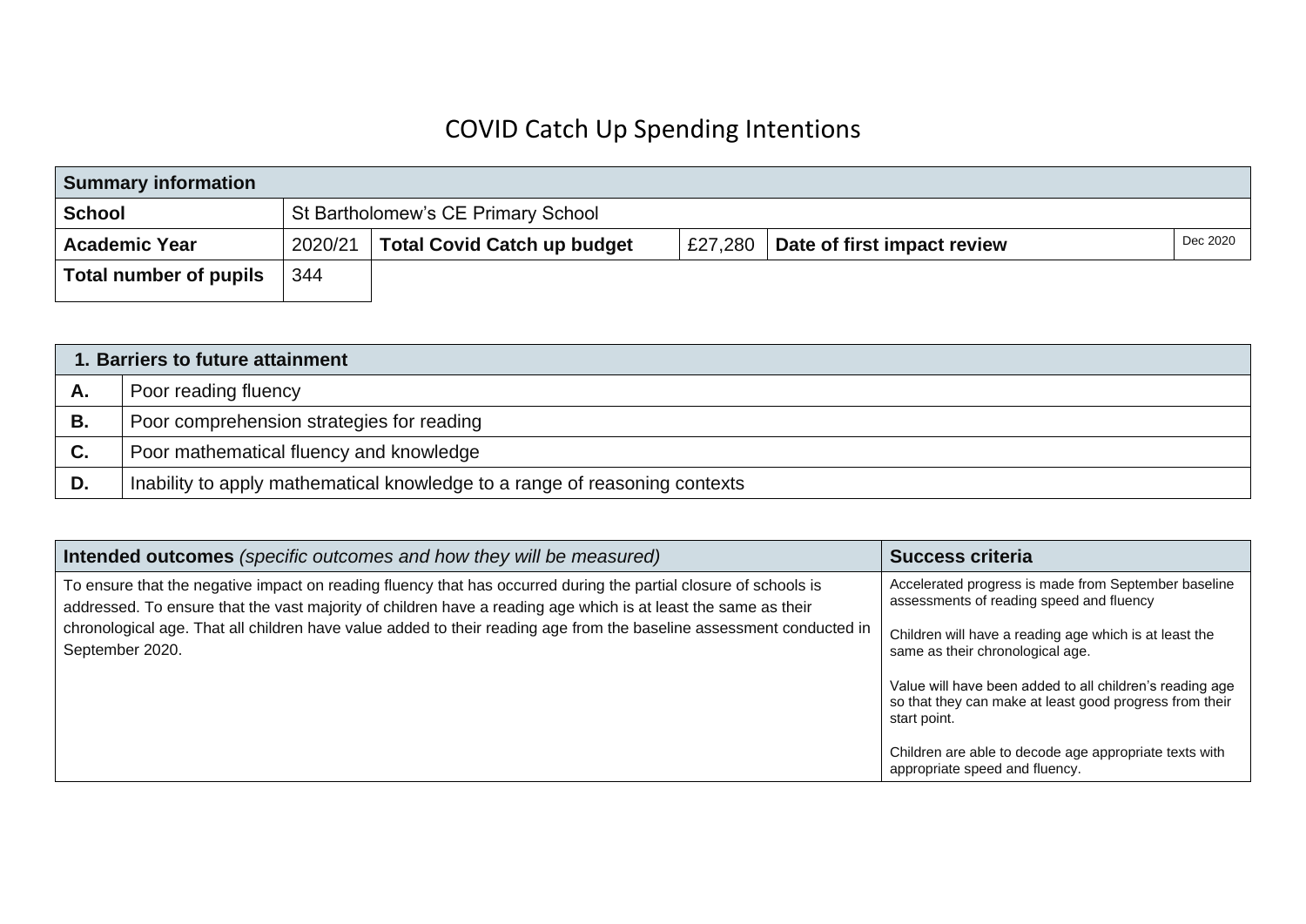# COVID Catch Up Spending Intentions

| Summary information | | | | | |
|---|---|---|---|---|---|
| **School** | St Bartholomew's CE Primary School | | | | |
| **Academic Year** | 2020/21 | **Total Covid Catch up budget** | £27,280 | **Date of first impact review** | Dec 2020 |
| **Total number of pupils** | 344 | | | | |

| **1. Barriers to future attainment** | |
|---|---|
| **A.** | Poor reading fluency |
| **B.** | Poor comprehension strategies for reading |
| **C.** | Poor mathematical fluency and knowledge |
| **D.** | Inability to apply mathematical knowledge to a range of reasoning contexts |

| **Intended outcomes** *(specific outcomes and how they will be measured)* | **Success criteria** |
|---|---|
| To ensure that the negative impact on reading fluency that has occurred during the partial closure of schools is addressed. To ensure that the vast majority of children have a reading age which is at least the same as their chronological age. That all children have value added to their reading age from the baseline assessment conducted in September 2020. | Accelerated progress is made from September baseline assessments of reading speed and fluency<br><br>Children will have a reading age which is at least the same as their chronological age.<br><br>Value will have been added to all children's reading age so that they can make at least good progress from their start point.<br><br>Children are able to decode age appropriate texts with appropriate speed and fluency. |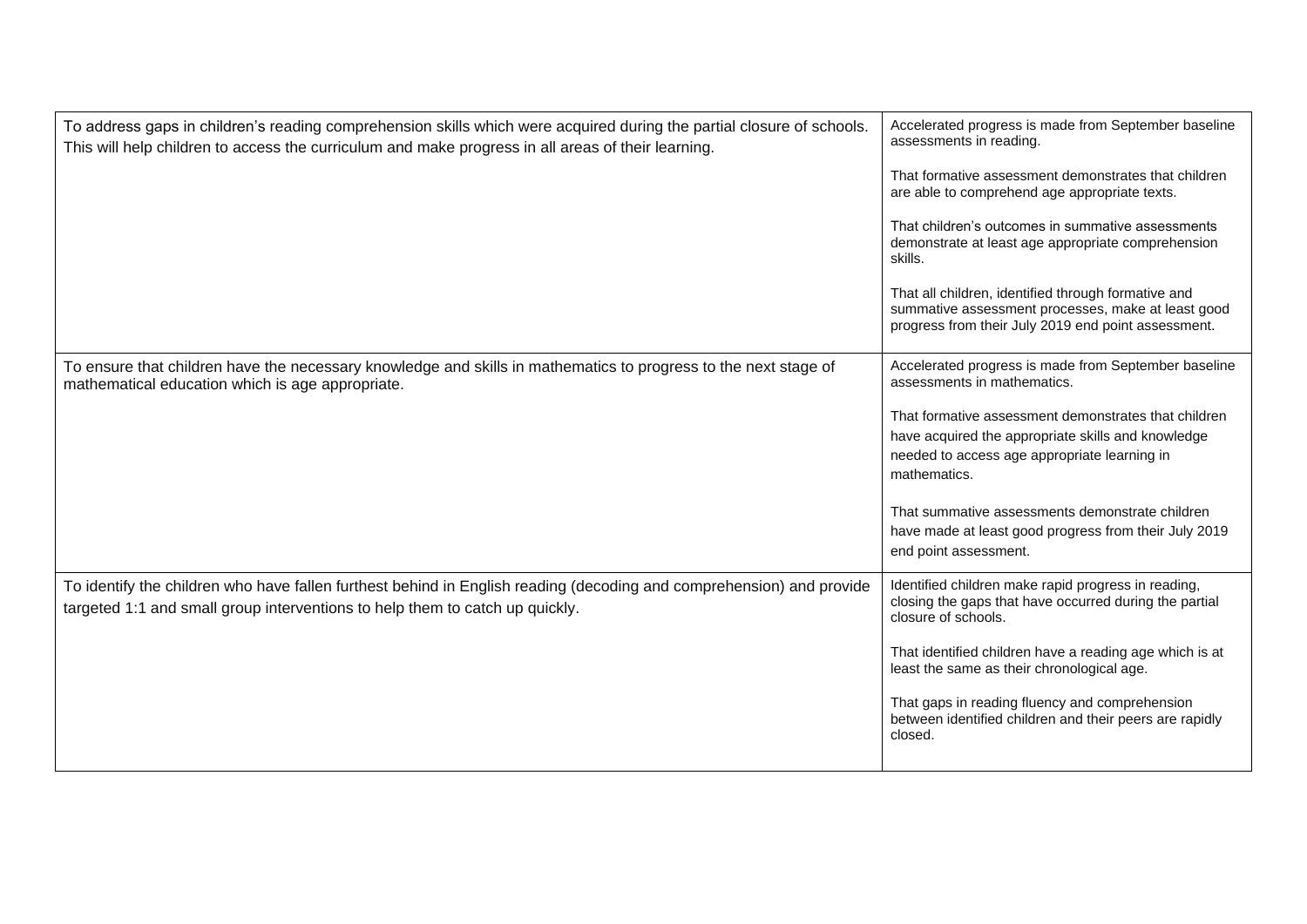| | |
|---|---|
| To address gaps in children's reading comprehension skills which were acquired during the partial closure of schools. This will help children to access the curriculum and make progress in all areas of their learning. | Accelerated progress is made from September baseline assessments in reading.<br><br>That formative assessment demonstrates that children are able to comprehend age appropriate texts.<br><br>That children's outcomes in summative assessments demonstrate at least age appropriate comprehension skills.<br><br>That all children, identified through formative and summative assessment processes, make at least good progress from their July 2019 end point assessment. |
| To ensure that children have the necessary knowledge and skills in mathematics to progress to the next stage of mathematical education which is age appropriate. | Accelerated progress is made from September baseline assessments in mathematics.<br><br>That formative assessment demonstrates that children have acquired the appropriate skills and knowledge needed to access age appropriate learning in mathematics.<br><br>That summative assessments demonstrate children have made at least good progress from their July 2019 end point assessment. |
| To identify the children who have fallen furthest behind in English reading (decoding and comprehension) and provide targeted 1:1 and small group interventions to help them to catch up quickly. | Identified children make rapid progress in reading, closing the gaps that have occurred during the partial closure of schools.<br><br>That identified children have a reading age which is at least the same as their chronological age.<br><br>That gaps in reading fluency and comprehension between identified children and their peers are rapidly closed. |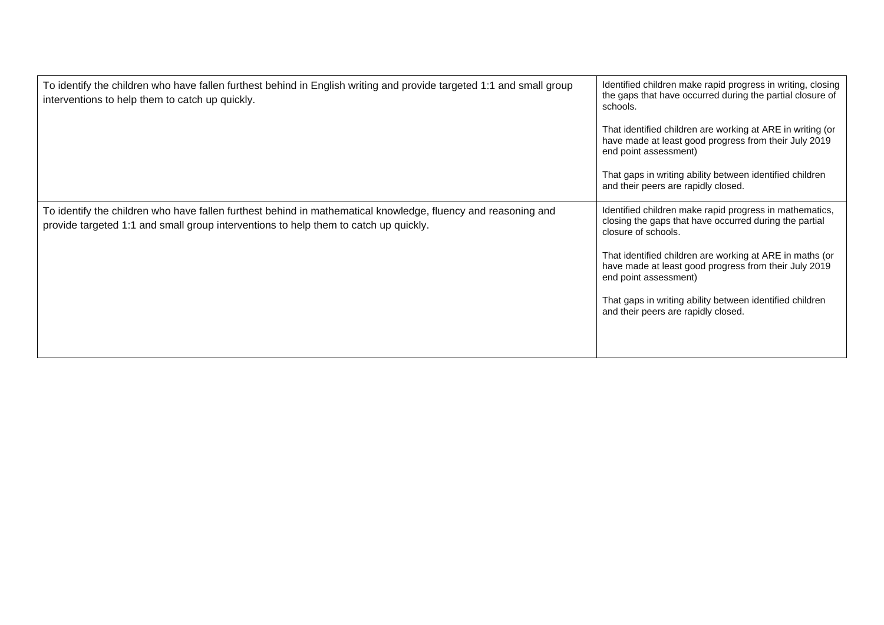| | |
|---|---|
| To identify the children who have fallen furthest behind in English writing and provide targeted 1:1 and small group interventions to help them to catch up quickly. | Identified children make rapid progress in writing, closing the gaps that have occurred during the partial closure of schools.<br><br>That identified children are working at ARE in writing (or have made at least good progress from their July 2019 end point assessment)<br><br>That gaps in writing ability between identified children and their peers are rapidly closed. |
| To identify the children who have fallen furthest behind in mathematical knowledge, fluency and reasoning and provide targeted 1:1 and small group interventions to help them to catch up quickly. | Identified children make rapid progress in mathematics, closing the gaps that have occurred during the partial closure of schools.<br><br>That identified children are working at ARE in maths (or have made at least good progress from their July 2019 end point assessment)<br><br>That gaps in writing ability between identified children and their peers are rapidly closed. |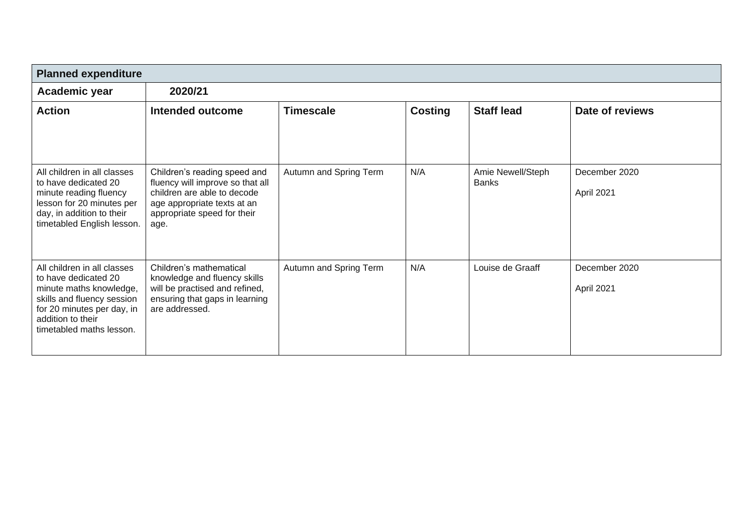| **Planned expenditure** | | | | | |
|---|---|---|---|---|---|
| **Academic year** | **2020/21** | | | | |
| **Action** | **Intended outcome** | **Timescale** | **Costing** | **Staff lead** | **Date of reviews** |
| All children in all classes to have dedicated 20 minute reading fluency lesson for 20 minutes per day, in addition to their timetabled English lesson. | Children's reading speed and fluency will improve so that all children are able to decode age appropriate texts at an appropriate speed for their age. | Autumn and Spring Term | N/A | Amie Newell/Steph Banks | December 2020<br><br>April 2021 |
| All children in all classes to have dedicated 20 minute maths knowledge, skills and fluency session for 20 minutes per day, in addition to their timetabled maths lesson. | Children's mathematical knowledge and fluency skills will be practised and refined, ensuring that gaps in learning are addressed. | Autumn and Spring Term | N/A | Louise de Graaff | December 2020<br><br>April 2021 |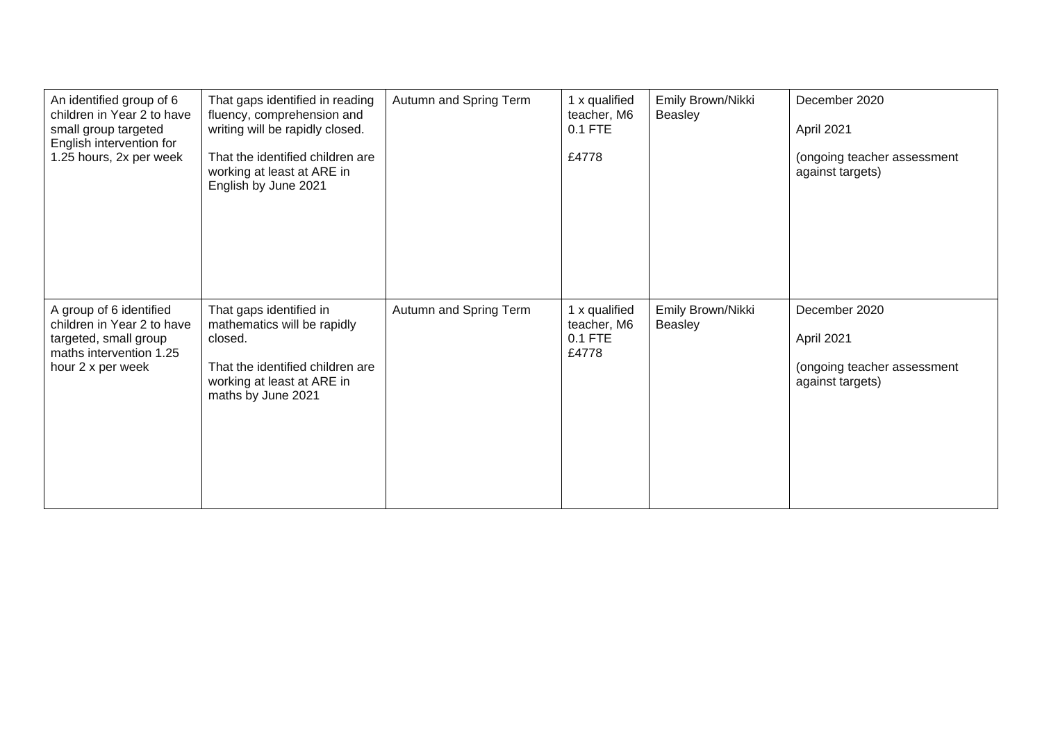| | | | | | |
|---|---|---|---|---|---|
| An identified group of 6 children in Year 2 to have small group targeted English intervention for 1.25 hours, 2x per week | That gaps identified in reading fluency, comprehension and writing will be rapidly closed.<br><br>That the identified children are working at least at ARE in English by June 2021 | Autumn and Spring Term | 1 x qualified teacher, M6 0.1 FTE<br><br>£4778 | Emily Brown/Nikki Beasley | December 2020<br><br>April 2021<br><br>(ongoing teacher assessment against targets) |
| A group of 6 identified children in Year 2 to have targeted, small group maths intervention 1.25 hour 2 x per week | That gaps identified in mathematics will be rapidly closed.<br><br>That the identified children are working at least at ARE in maths by June 2021 | Autumn and Spring Term | 1 x qualified teacher, M6 0.1 FTE<br>£4778 | Emily Brown/Nikki Beasley | December 2020<br><br>April 2021<br><br>(ongoing teacher assessment against targets) |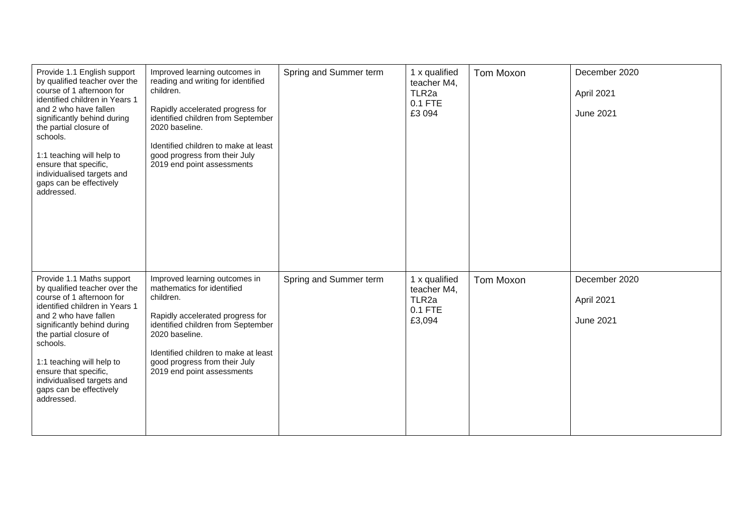| | | | | | |
|---|---|---|---|---|---|
| Provide 1.1 English support by qualified teacher over the course of 1 afternoon for identified children in Years 1 and 2 who have fallen significantly behind during the partial closure of schools.<br><br>1:1 teaching will help to ensure that specific, individualised targets and gaps can be effectively addressed. | Improved learning outcomes in reading and writing for identified children.<br><br>Rapidly accelerated progress for identified children from September 2020 baseline.<br><br>Identified children to make at least good progress from their July 2019 end point assessments | Spring and Summer term | 1 x qualified teacher M4, TLR2a 0.1 FTE £3 094 | Tom Moxon | December 2020<br><br>April 2021<br><br>June 2021 |
| Provide 1.1 Maths support by qualified teacher over the course of 1 afternoon for identified children in Years 1 and 2 who have fallen significantly behind during the partial closure of schools.<br><br>1:1 teaching will help to ensure that specific, individualised targets and gaps can be effectively addressed. | Improved learning outcomes in mathematics for identified children.<br><br>Rapidly accelerated progress for identified children from September 2020 baseline.<br><br>Identified children to make at least good progress from their July 2019 end point assessments | Spring and Summer term | 1 x qualified teacher M4, TLR2a 0.1 FTE £3,094 | Tom Moxon | December 2020<br><br>April 2021<br><br>June 2021 |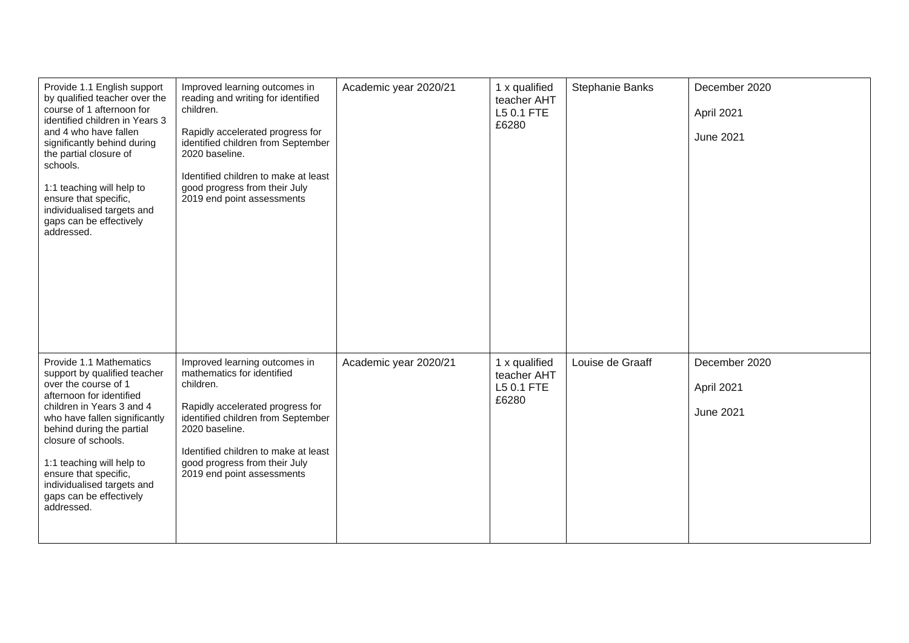| | | | | | |
|---|---|---|---|---|---|
| Provide 1.1 English support by qualified teacher over the course of 1 afternoon for identified children in Years 3 and 4 who have fallen significantly behind during the partial closure of schools.<br><br>1:1 teaching will help to ensure that specific, individualised targets and gaps can be effectively addressed. | Improved learning outcomes in reading and writing for identified children.<br><br>Rapidly accelerated progress for identified children from September 2020 baseline.<br><br>Identified children to make at least good progress from their July 2019 end point assessments | Academic year 2020/21 | 1 x qualified teacher AHT L5 0.1 FTE £6280 | Stephanie Banks | December 2020<br><br>April 2021<br><br>June 2021 |
| Provide 1.1 Mathematics support by qualified teacher over the course of 1 afternoon for identified children in Years 3 and 4 who have fallen significantly behind during the partial closure of schools.<br><br>1:1 teaching will help to ensure that specific, individualised targets and gaps can be effectively addressed. | Improved learning outcomes in mathematics for identified children.<br><br>Rapidly accelerated progress for identified children from September 2020 baseline.<br><br>Identified children to make at least good progress from their July 2019 end point assessments | Academic year 2020/21 | 1 x qualified teacher AHT L5 0.1 FTE £6280 | Louise de Graaff | December 2020<br><br>April 2021<br><br>June 2021 |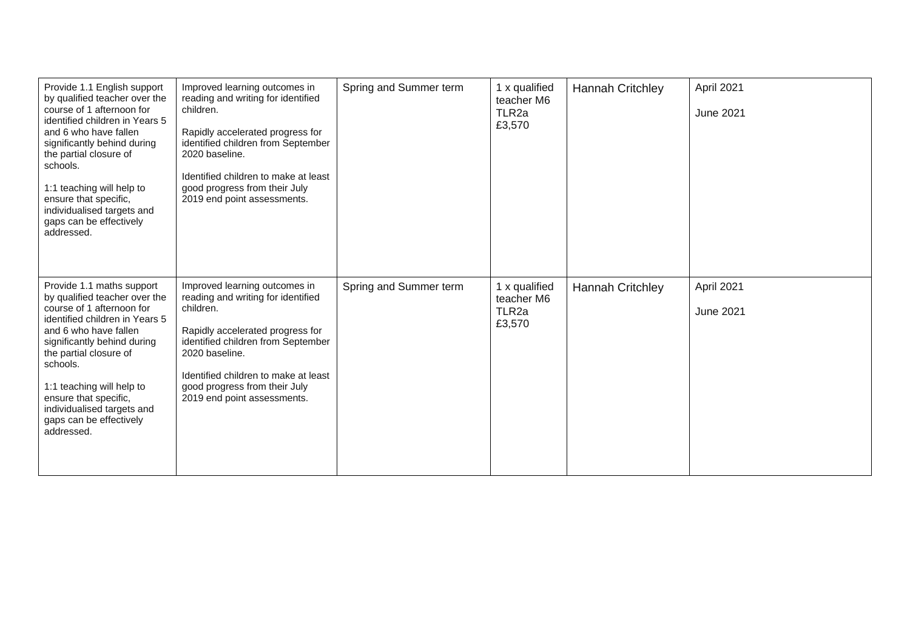| | | | | | |
|---|---|---|---|---|---|
| Provide 1.1 English support by qualified teacher over the course of 1 afternoon for identified children in Years 5 and 6 who have fallen significantly behind during the partial closure of schools.<br><br>1:1 teaching will help to ensure that specific, individualised targets and gaps can be effectively addressed. | Improved learning outcomes in reading and writing for identified children.<br><br>Rapidly accelerated progress for identified children from September 2020 baseline.<br><br>Identified children to make at least good progress from their July 2019 end point assessments. | Spring and Summer term | 1 x qualified teacher M6 TLR2a £3,570 | Hannah Critchley | April 2021<br><br>June 2021 |
| Provide 1.1 maths support by qualified teacher over the course of 1 afternoon for identified children in Years 5 and 6 who have fallen significantly behind during the partial closure of schools.<br><br>1:1 teaching will help to ensure that specific, individualised targets and gaps can be effectively addressed. | Improved learning outcomes in reading and writing for identified children.<br><br>Rapidly accelerated progress for identified children from September 2020 baseline.<br><br>Identified children to make at least good progress from their July 2019 end point assessments. | Spring and Summer term | 1 x qualified teacher M6 TLR2a £3,570 | Hannah Critchley | April 2021<br><br>June 2021 |